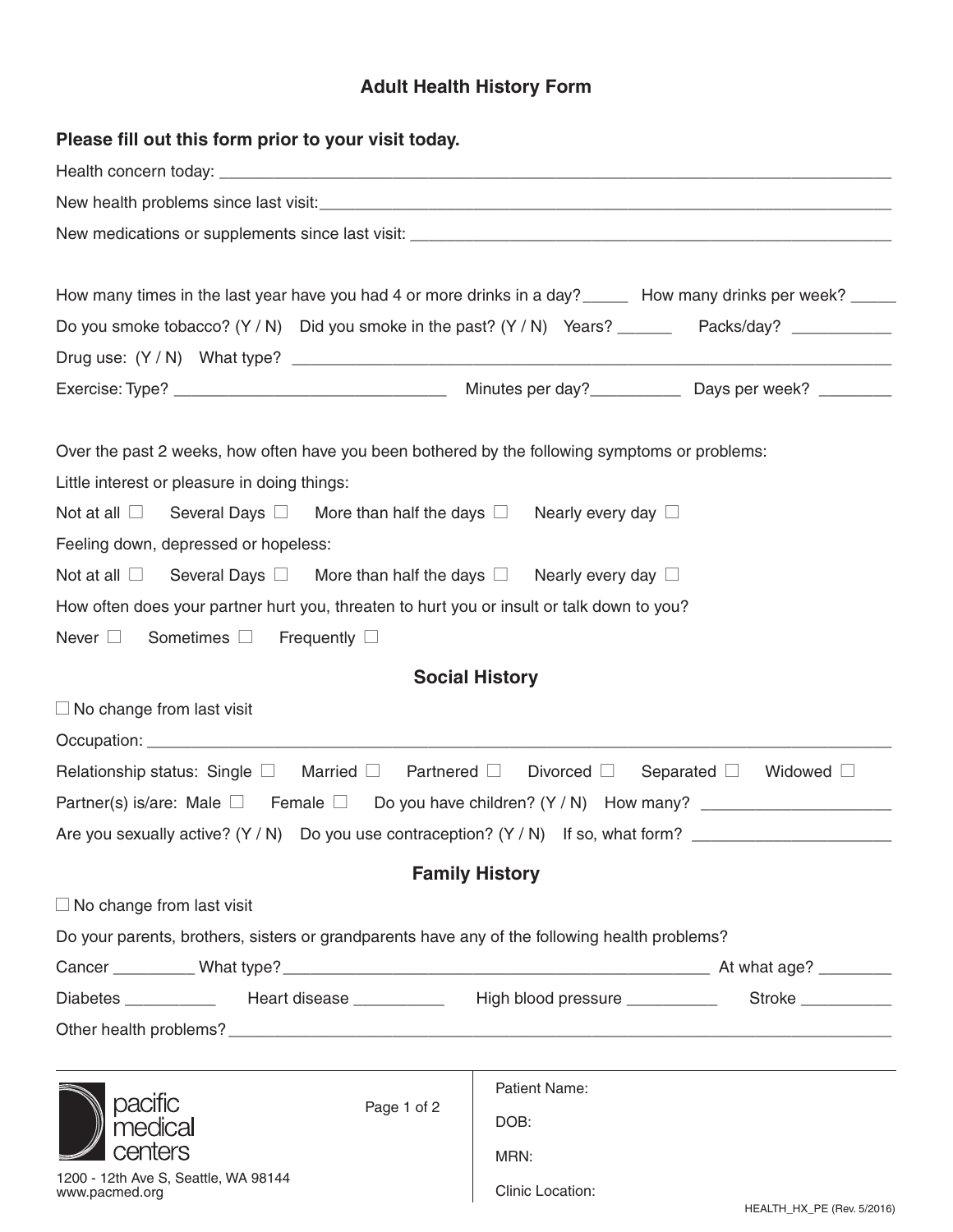# Adult Health History Form

**Please fill out this form prior to your visit today.**

Health concern today: ___________________________________________________________________

New health problems since last visit: ______________________________________________________

New medications or supplements since last visit: _____________________________________________

How many times in the last year have you had 4 or more drinks in a day? _____ How many drinks per week? _____

Do you smoke tobacco? (Y / N) Did you smoke in the past? (Y / N) Years? ______ Packs/day? ___________

Drug use: (Y / N) What type? ____________________________________________________________

Exercise: Type? ______________________________ Minutes per day? __________ Days per week? ________

Over the past 2 weeks, how often have you been bothered by the following symptoms or problems:

Little interest or pleasure in doing things:

Not at all ☐ Several Days ☐ More than half the days ☐ Nearly every day ☐

Feeling down, depressed or hopeless:

Not at all ☐ Several Days ☐ More than half the days ☐ Nearly every day ☐

How often does your partner hurt you, threaten to hurt you or insult or talk down to you?

Never ☐ Sometimes ☐ Frequently ☐

## Social History

☐ No change from last visit

Occupation: _____________________________________________________________________________

Relationship status: Single ☐ Married ☐ Partnered ☐ Divorced ☐ Separated ☐ Widowed ☐

Partner(s) is/are: Male ☐ Female ☐ Do you have children? (Y / N) How many? ____________________

Are you sexually active? (Y / N) Do you use contraception? (Y / N) If so, what form? _____________________

## Family History

☐ No change from last visit

Do your parents, brothers, sisters or grandparents have any of the following health problems?

Cancer _________ What type? ______________________________________________ At what age? ________

Diabetes __________ Heart disease __________ High blood pressure __________ Stroke __________

Other health problems? ___________________________________________________________________

pacific medical centers

1200 - 12th Ave S, Seattle, WA 98144
www.pacmed.org

Patient Name:

DOB:

MRN:

Clinic Location:

HEALTH_HX_PE (Rev. 5/2016)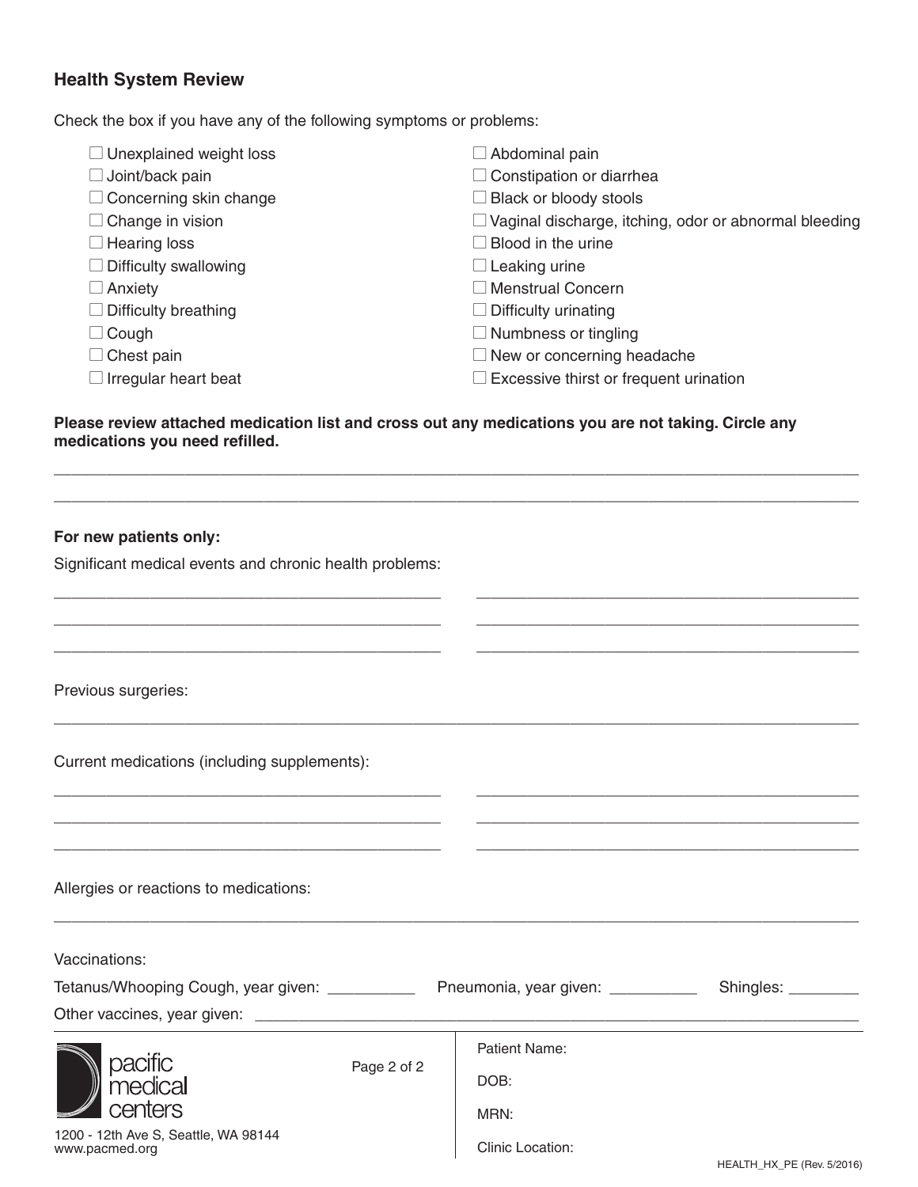## Health System Review

Check the box if you have any of the following symptoms or problems:

- ☐ Unexplained weight loss
- ☐ Joint/back pain
- ☐ Concerning skin change
- ☐ Change in vision
- ☐ Hearing loss
- ☐ Difficulty swallowing
- ☐ Anxiety
- ☐ Difficulty breathing
- ☐ Cough
- ☐ Chest pain
- ☐ Irregular heart beat
- ☐ Abdominal pain
- ☐ Constipation or diarrhea
- ☐ Black or bloody stools
- ☐ Vaginal discharge, itching, odor or abnormal bleeding
- ☐ Blood in the urine
- ☐ Leaking urine
- ☐ Menstrual Concern
- ☐ Difficulty urinating
- ☐ Numbness or tingling
- ☐ New or concerning headache
- ☐ Excessive thirst or frequent urination

**Please review attached medication list and cross out any medications you are not taking. Circle any medications you need refilled.**

\_\_\_\_\_\_\_\_\_\_\_\_\_\_\_\_\_\_\_\_\_\_\_\_\_\_\_\_\_\_\_\_\_\_\_\_\_\_\_\_\_\_\_\_\_\_\_\_\_\_\_\_\_\_\_\_\_\_\_\_\_\_\_\_\_\_\_\_\_\_\_\_\_\_\_\_

\_\_\_\_\_\_\_\_\_\_\_\_\_\_\_\_\_\_\_\_\_\_\_\_\_\_\_\_\_\_\_\_\_\_\_\_\_\_\_\_\_\_\_\_\_\_\_\_\_\_\_\_\_\_\_\_\_\_\_\_\_\_\_\_\_\_\_\_\_\_\_\_\_\_\_\_

**For new patients only:**

Significant medical events and chronic health problems:

\_\_\_\_\_\_\_\_\_\_\_\_\_\_\_\_\_\_\_\_\_\_\_\_\_\_\_\_\_\_\_\_\_\_\_\_\_\_ \_\_\_\_\_\_\_\_\_\_\_\_\_\_\_\_\_\_\_\_\_\_\_\_\_\_\_\_\_\_\_\_\_\_\_\_\_\_

\_\_\_\_\_\_\_\_\_\_\_\_\_\_\_\_\_\_\_\_\_\_\_\_\_\_\_\_\_\_\_\_\_\_\_\_\_\_ \_\_\_\_\_\_\_\_\_\_\_\_\_\_\_\_\_\_\_\_\_\_\_\_\_\_\_\_\_\_\_\_\_\_\_\_\_\_

\_\_\_\_\_\_\_\_\_\_\_\_\_\_\_\_\_\_\_\_\_\_\_\_\_\_\_\_\_\_\_\_\_\_\_\_\_\_ \_\_\_\_\_\_\_\_\_\_\_\_\_\_\_\_\_\_\_\_\_\_\_\_\_\_\_\_\_\_\_\_\_\_\_\_\_\_

Previous surgeries:

\_\_\_\_\_\_\_\_\_\_\_\_\_\_\_\_\_\_\_\_\_\_\_\_\_\_\_\_\_\_\_\_\_\_\_\_\_\_\_\_\_\_\_\_\_\_\_\_\_\_\_\_\_\_\_\_\_\_\_\_\_\_\_\_\_\_\_\_\_\_\_\_\_\_\_\_

Current medications (including supplements):

\_\_\_\_\_\_\_\_\_\_\_\_\_\_\_\_\_\_\_\_\_\_\_\_\_\_\_\_\_\_\_\_\_\_\_\_\_\_ \_\_\_\_\_\_\_\_\_\_\_\_\_\_\_\_\_\_\_\_\_\_\_\_\_\_\_\_\_\_\_\_\_\_\_\_\_\_

\_\_\_\_\_\_\_\_\_\_\_\_\_\_\_\_\_\_\_\_\_\_\_\_\_\_\_\_\_\_\_\_\_\_\_\_\_\_ \_\_\_\_\_\_\_\_\_\_\_\_\_\_\_\_\_\_\_\_\_\_\_\_\_\_\_\_\_\_\_\_\_\_\_\_\_\_

\_\_\_\_\_\_\_\_\_\_\_\_\_\_\_\_\_\_\_\_\_\_\_\_\_\_\_\_\_\_\_\_\_\_\_\_\_\_ \_\_\_\_\_\_\_\_\_\_\_\_\_\_\_\_\_\_\_\_\_\_\_\_\_\_\_\_\_\_\_\_\_\_\_\_\_\_

Allergies or reactions to medications:

\_\_\_\_\_\_\_\_\_\_\_\_\_\_\_\_\_\_\_\_\_\_\_\_\_\_\_\_\_\_\_\_\_\_\_\_\_\_\_\_\_\_\_\_\_\_\_\_\_\_\_\_\_\_\_\_\_\_\_\_\_\_\_\_\_\_\_\_\_\_\_\_\_\_\_\_

Vaccinations:

Tetanus/Whooping Cough, year given: \_\_\_\_\_\_\_\_\_\_ Pneumonia, year given: \_\_\_\_\_\_\_\_\_\_ Shingles: \_\_\_\_\_\_\_\_

Other vaccines, year given: \_\_\_\_\_\_\_\_\_\_\_\_\_\_\_\_\_\_\_\_\_\_\_\_\_\_\_\_\_\_\_\_\_\_\_\_\_\_\_\_\_\_\_\_\_\_\_\_\_\_\_\_\_\_\_\_\_\_\_\_

pacific medical centers

1200 - 12th Ave S, Seattle, WA 98144
www.pacmed.org

Patient Name:

DOB:

MRN:

Clinic Location:

HEALTH_HX_PE (Rev. 5/2016)